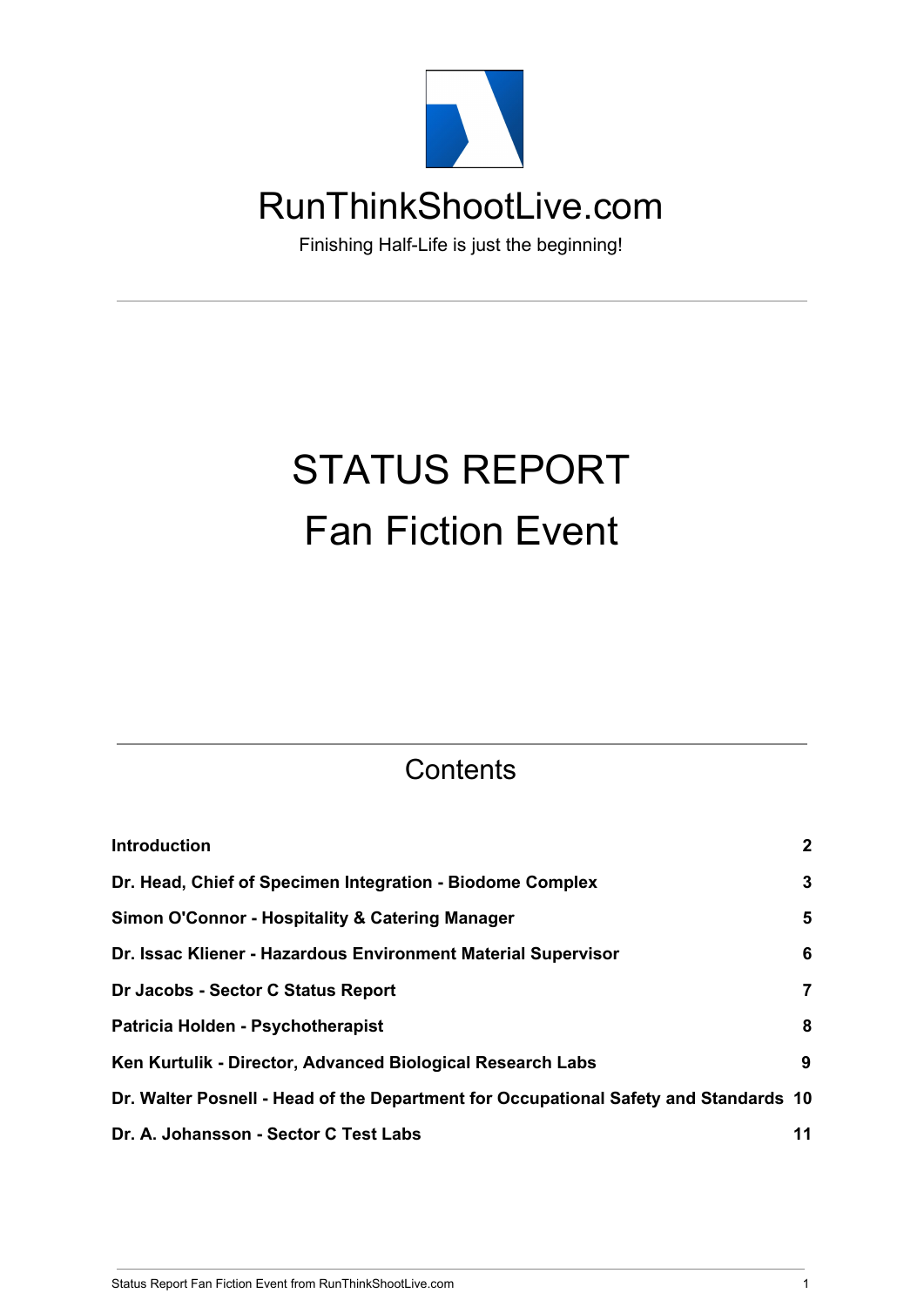# RunThinkShootLive.com

Finishing Half-Life is just the beginning!

---

# STATUS REPORT
# Fan Fiction Event

---

## Contents

| | |
|---|---|
| **Introduction** | **2** |
| **Dr. Head, Chief of Specimen Integration - Biodome Complex** | **3** |
| **Simon O'Connor - Hospitality & Catering Manager** | **5** |
| **Dr. Issac Kliener - Hazardous Environment Material Supervisor** | **6** |
| **Dr Jacobs - Sector C Status Report** | **7** |
| **Patricia Holden - Psychotherapist** | **8** |
| **Ken Kurtulik - Director, Advanced Biological Research Labs** | **9** |
| **Dr. Walter Posnell - Head of the Department for Occupational Safety and Standards** | **10** |
| **Dr. A. Johansson - Sector C Test Labs** | **11** |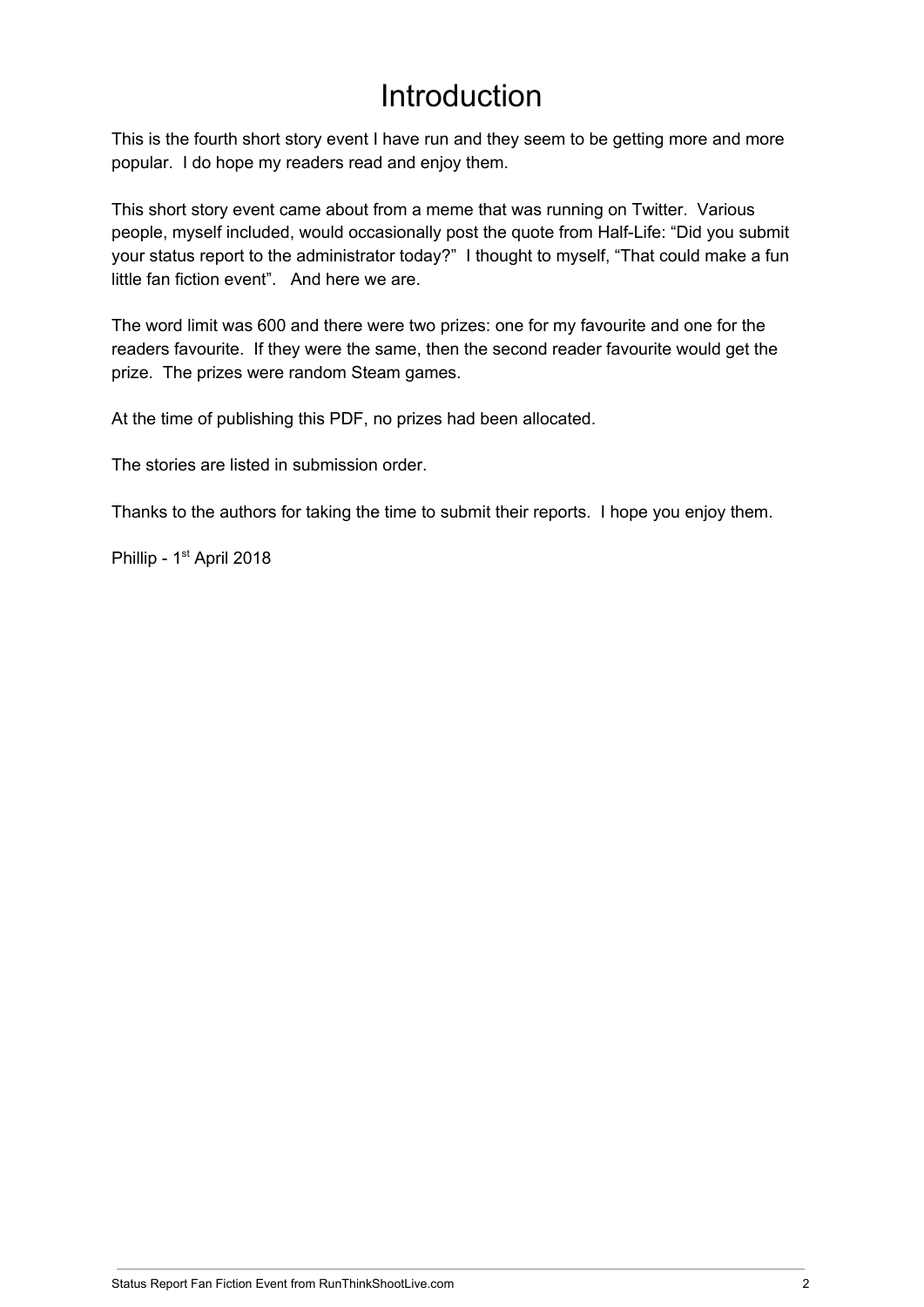# Introduction

This is the fourth short story event I have run and they seem to be getting more and more popular. I do hope my readers read and enjoy them.

This short story event came about from a meme that was running on Twitter. Various people, myself included, would occasionally post the quote from Half-Life: "Did you submit your status report to the administrator today?" I thought to myself, "That could make a fun little fan fiction event". And here we are.

The word limit was 600 and there were two prizes: one for my favourite and one for the readers favourite. If they were the same, then the second reader favourite would get the prize. The prizes were random Steam games.

At the time of publishing this PDF, no prizes had been allocated.

The stories are listed in submission order.

Thanks to the authors for taking the time to submit their reports. I hope you enjoy them.

Phillip - 1st April 2018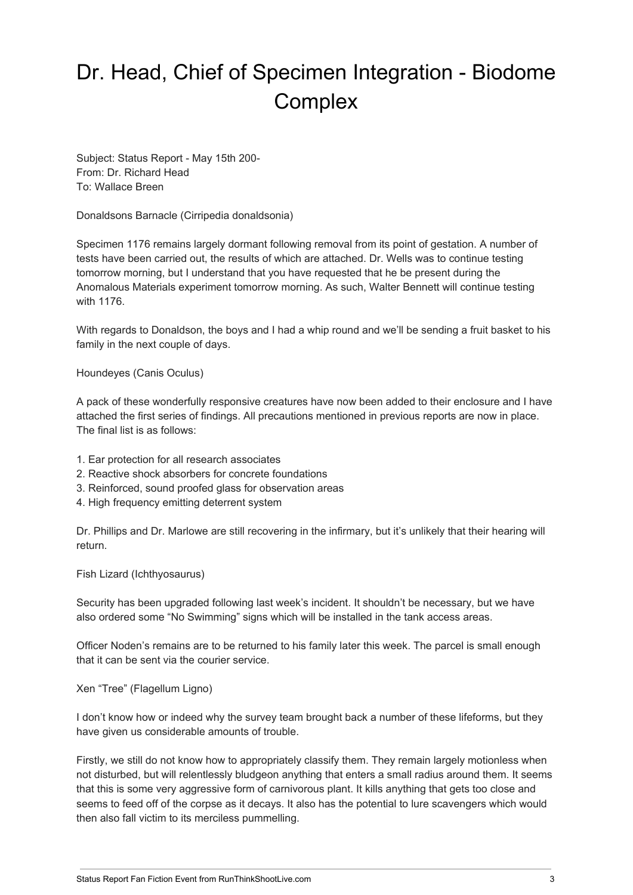# Dr. Head, Chief of Specimen Integration - Biodome Complex

Subject: Status Report - May 15th 200-
From: Dr. Richard Head
To: Wallace Breen

Donaldsons Barnacle (Cirripedia donaldsonia)

Specimen 1176 remains largely dormant following removal from its point of gestation. A number of tests have been carried out, the results of which are attached. Dr. Wells was to continue testing tomorrow morning, but I understand that you have requested that he be present during the Anomalous Materials experiment tomorrow morning. As such, Walter Bennett will continue testing with 1176.

With regards to Donaldson, the boys and I had a whip round and we'll be sending a fruit basket to his family in the next couple of days.

Houndeyes (Canis Oculus)

A pack of these wonderfully responsive creatures have now been added to their enclosure and I have attached the first series of findings. All precautions mentioned in previous reports are now in place. The final list is as follows:

1. Ear protection for all research associates
2. Reactive shock absorbers for concrete foundations
3. Reinforced, sound proofed glass for observation areas
4. High frequency emitting deterrent system

Dr. Phillips and Dr. Marlowe are still recovering in the infirmary, but it's unlikely that their hearing will return.

Fish Lizard (Ichthyosaurus)

Security has been upgraded following last week's incident. It shouldn't be necessary, but we have also ordered some "No Swimming" signs which will be installed in the tank access areas.

Officer Noden's remains are to be returned to his family later this week. The parcel is small enough that it can be sent via the courier service.

Xen "Tree" (Flagellum Ligno)

I don't know how or indeed why the survey team brought back a number of these lifeforms, but they have given us considerable amounts of trouble.

Firstly, we still do not know how to appropriately classify them. They remain largely motionless when not disturbed, but will relentlessly bludgeon anything that enters a small radius around them. It seems that this is some very aggressive form of carnivorous plant. It kills anything that gets too close and seems to feed off of the corpse as it decays. It also has the potential to lure scavengers which would then also fall victim to its merciless pummelling.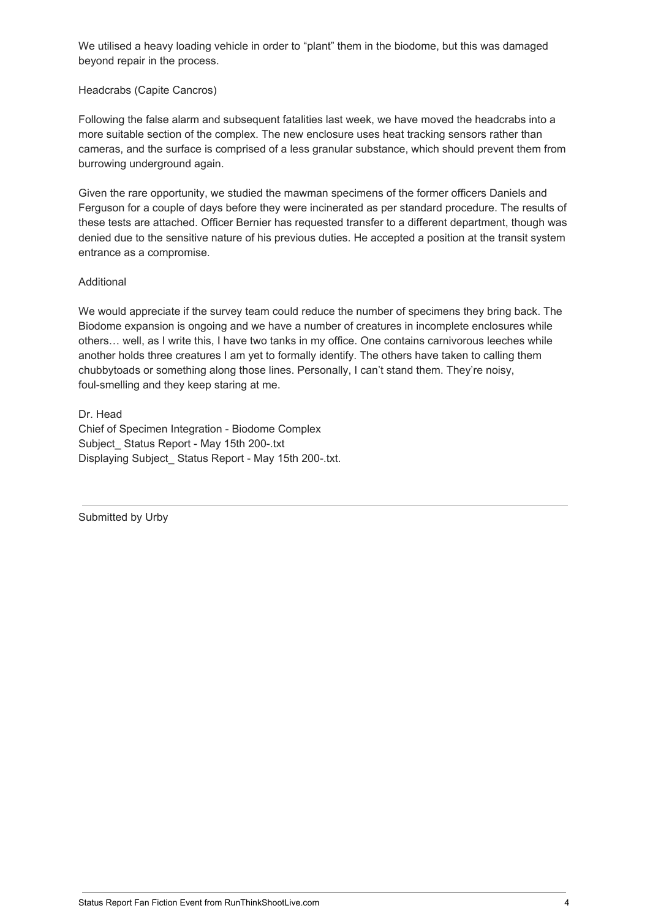We utilised a heavy loading vehicle in order to "plant" them in the biodome, but this was damaged beyond repair in the process.

Headcrabs (Capite Cancros)

Following the false alarm and subsequent fatalities last week, we have moved the headcrabs into a more suitable section of the complex. The new enclosure uses heat tracking sensors rather than cameras, and the surface is comprised of a less granular substance, which should prevent them from burrowing underground again.

Given the rare opportunity, we studied the mawman specimens of the former officers Daniels and Ferguson for a couple of days before they were incinerated as per standard procedure. The results of these tests are attached. Officer Bernier has requested transfer to a different department, though was denied due to the sensitive nature of his previous duties. He accepted a position at the transit system entrance as a compromise.

Additional

We would appreciate if the survey team could reduce the number of specimens they bring back. The Biodome expansion is ongoing and we have a number of creatures in incomplete enclosures while others… well, as I write this, I have two tanks in my office. One contains carnivorous leeches while another holds three creatures I am yet to formally identify. The others have taken to calling them chubbytoads or something along those lines. Personally, I can't stand them. They're noisy, foul-smelling and they keep staring at me.

Dr. Head
Chief of Specimen Integration - Biodome Complex
Subject_ Status Report - May 15th 200-.txt
Displaying Subject_ Status Report - May 15th 200-.txt.

---

Submitted by Urby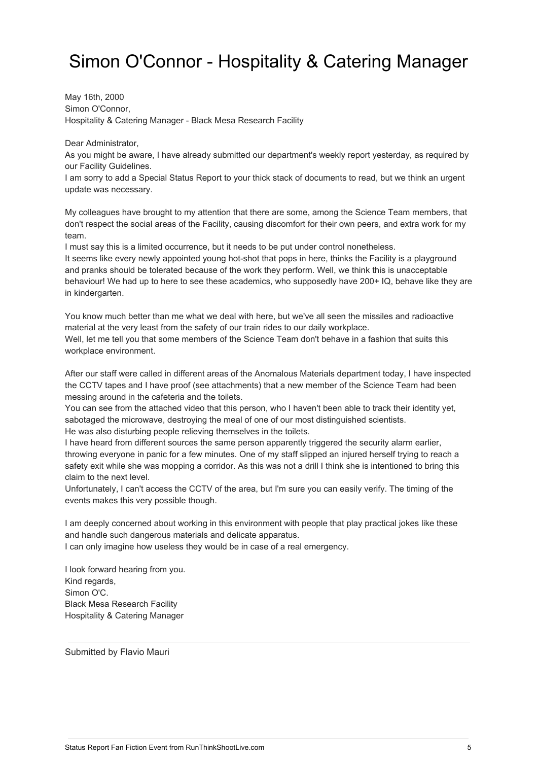# Simon O'Connor - Hospitality & Catering Manager

May 16th, 2000
Simon O'Connor,
Hospitality & Catering Manager - Black Mesa Research Facility

Dear Administrator,
As you might be aware, I have already submitted our department's weekly report yesterday, as required by our Facility Guidelines.
I am sorry to add a Special Status Report to your thick stack of documents to read, but we think an urgent update was necessary.

My colleagues have brought to my attention that there are some, among the Science Team members, that don't respect the social areas of the Facility, causing discomfort for their own peers, and extra work for my team.
I must say this is a limited occurrence, but it needs to be put under control nonetheless.
It seems like every newly appointed young hot-shot that pops in here, thinks the Facility is a playground and pranks should be tolerated because of the work they perform. Well, we think this is unacceptable behaviour! We had up to here to see these academics, who supposedly have 200+ IQ, behave like they are in kindergarten.

You know much better than me what we deal with here, but we've all seen the missiles and radioactive material at the very least from the safety of our train rides to our daily workplace.
Well, let me tell you that some members of the Science Team don't behave in a fashion that suits this workplace environment.

After our staff were called in different areas of the Anomalous Materials department today, I have inspected the CCTV tapes and I have proof (see attachments) that a new member of the Science Team had been messing around in the cafeteria and the toilets.
You can see from the attached video that this person, who I haven't been able to track their identity yet, sabotaged the microwave, destroying the meal of one of our most distinguished scientists.
He was also disturbing people relieving themselves in the toilets.
I have heard from different sources the same person apparently triggered the security alarm earlier, throwing everyone in panic for a few minutes. One of my staff slipped an injured herself trying to reach a safety exit while she was mopping a corridor. As this was not a drill I think she is intentioned to bring this claim to the next level.
Unfortunately, I can't access the CCTV of the area, but I'm sure you can easily verify. The timing of the events makes this very possible though.

I am deeply concerned about working in this environment with people that play practical jokes like these and handle such dangerous materials and delicate apparatus.
I can only imagine how useless they would be in case of a real emergency.

I look forward hearing from you.
Kind regards,
Simon O'C.
Black Mesa Research Facility
Hospitality & Catering Manager

---

Submitted by Flavio Mauri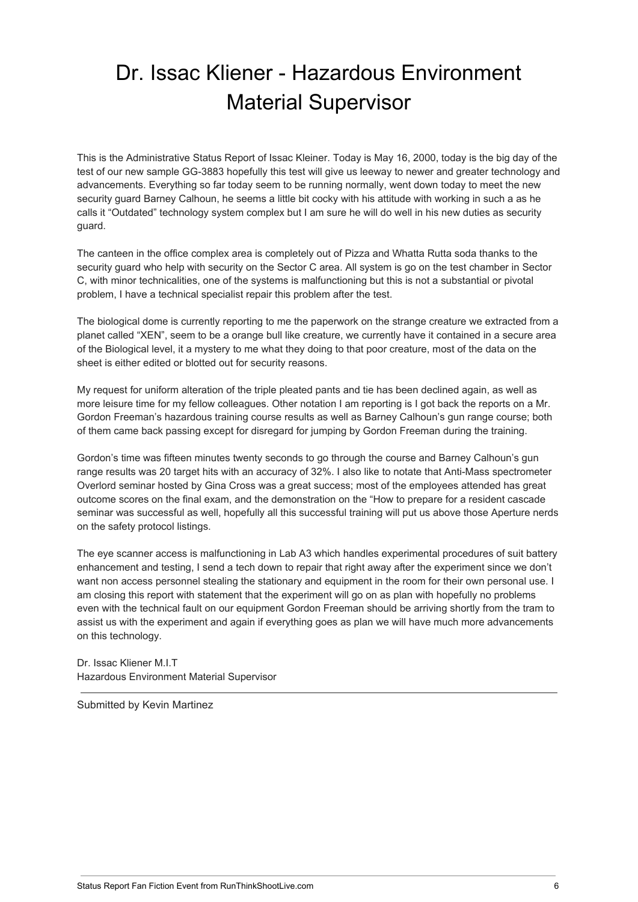# Dr. Issac Kliener - Hazardous Environment Material Supervisor

This is the Administrative Status Report of Issac Kleiner. Today is May 16, 2000, today is the big day of the test of our new sample GG-3883 hopefully this test will give us leeway to newer and greater technology and advancements. Everything so far today seem to be running normally, went down today to meet the new security guard Barney Calhoun, he seems a little bit cocky with his attitude with working in such a as he calls it "Outdated" technology system complex but I am sure he will do well in his new duties as security guard.

The canteen in the office complex area is completely out of Pizza and Whatta Rutta soda thanks to the security guard who help with security on the Sector C area. All system is go on the test chamber in Sector C, with minor technicalities, one of the systems is malfunctioning but this is not a substantial or pivotal problem, I have a technical specialist repair this problem after the test.

The biological dome is currently reporting to me the paperwork on the strange creature we extracted from a planet called "XEN", seem to be a orange bull like creature, we currently have it contained in a secure area of the Biological level, it a mystery to me what they doing to that poor creature, most of the data on the sheet is either edited or blotted out for security reasons.

My request for uniform alteration of the triple pleated pants and tie has been declined again, as well as more leisure time for my fellow colleagues. Other notation I am reporting is I got back the reports on a Mr. Gordon Freeman's hazardous training course results as well as Barney Calhoun's gun range course; both of them came back passing except for disregard for jumping by Gordon Freeman during the training.

Gordon's time was fifteen minutes twenty seconds to go through the course and Barney Calhoun's gun range results was 20 target hits with an accuracy of 32%. I also like to notate that Anti-Mass spectrometer Overlord seminar hosted by Gina Cross was a great success; most of the employees attended has great outcome scores on the final exam, and the demonstration on the "How to prepare for a resident cascade seminar was successful as well, hopefully all this successful training will put us above those Aperture nerds on the safety protocol listings.

The eye scanner access is malfunctioning in Lab A3 which handles experimental procedures of suit battery enhancement and testing, I send a tech down to repair that right away after the experiment since we don't want non access personnel stealing the stationary and equipment in the room for their own personal use. I am closing this report with statement that the experiment will go on as plan with hopefully no problems even with the technical fault on our equipment Gordon Freeman should be arriving shortly from the tram to assist us with the experiment and again if everything goes as plan we will have much more advancements on this technology.

Dr. Issac Kliener M.I.T
Hazardous Environment Material Supervisor

---

Submitted by Kevin Martinez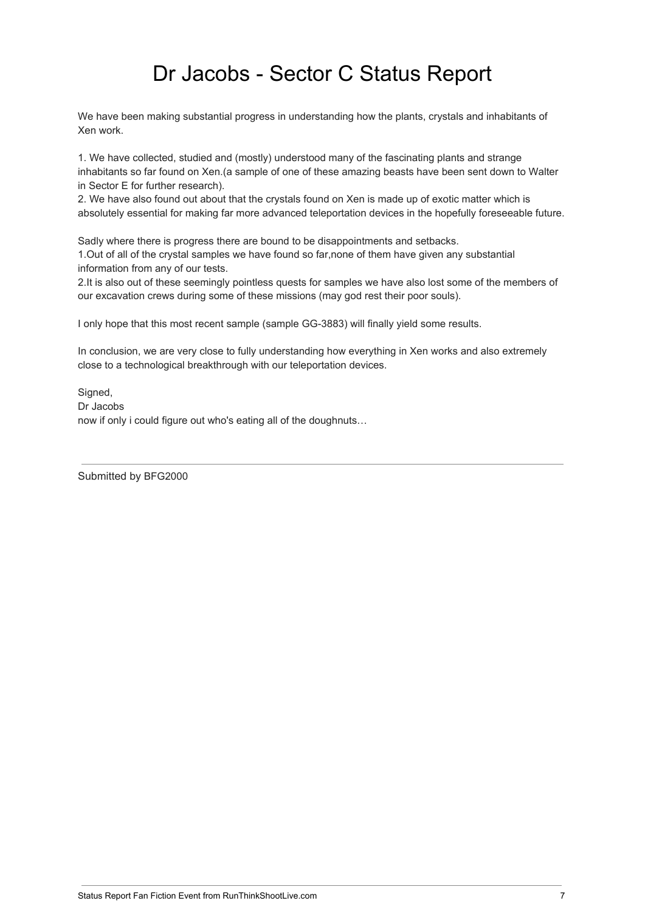# Dr Jacobs - Sector C Status Report

We have been making substantial progress in understanding how the plants, crystals and inhabitants of Xen work.

1. We have collected, studied and (mostly) understood many of the fascinating plants and strange inhabitants so far found on Xen.(a sample of one of these amazing beasts have been sent down to Walter in Sector E for further research).
2. We have also found out about that the crystals found on Xen is made up of exotic matter which is absolutely essential for making far more advanced teleportation devices in the hopefully foreseeable future.

Sadly where there is progress there are bound to be disappointments and setbacks.
1.Out of all of the crystal samples we have found so far,none of them have given any substantial information from any of our tests.
2.It is also out of these seemingly pointless quests for samples we have also lost some of the members of our excavation crews during some of these missions (may god rest their poor souls).

I only hope that this most recent sample (sample GG-3883) will finally yield some results.

In conclusion, we are very close to fully understanding how everything in Xen works and also extremely close to a technological breakthrough with our teleportation devices.

Signed,
Dr Jacobs
now if only i could figure out who's eating all of the doughnuts…

---

Submitted by BFG2000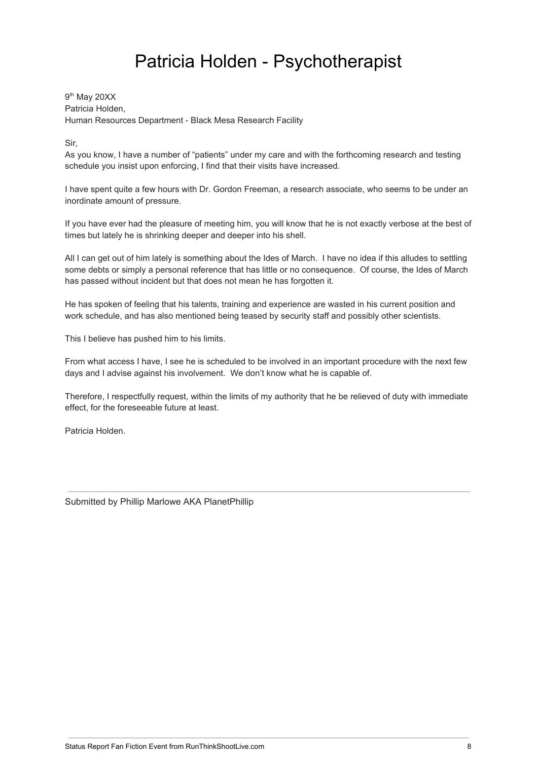# Patricia Holden - Psychotherapist

9th May 20XX
Patricia Holden,
Human Resources Department - Black Mesa Research Facility

Sir,

As you know, I have a number of "patients" under my care and with the forthcoming research and testing schedule you insist upon enforcing, I find that their visits have increased.

I have spent quite a few hours with Dr. Gordon Freeman, a research associate, who seems to be under an inordinate amount of pressure.

If you have ever had the pleasure of meeting him, you will know that he is not exactly verbose at the best of times but lately he is shrinking deeper and deeper into his shell.

All I can get out of him lately is something about the Ides of March. I have no idea if this alludes to settling some debts or simply a personal reference that has little or no consequence. Of course, the Ides of March has passed without incident but that does not mean he has forgotten it.

He has spoken of feeling that his talents, training and experience are wasted in his current position and work schedule, and has also mentioned being teased by security staff and possibly other scientists.

This I believe has pushed him to his limits.

From what access I have, I see he is scheduled to be involved in an important procedure with the next few days and I advise against his involvement. We don't know what he is capable of.

Therefore, I respectfully request, within the limits of my authority that he be relieved of duty with immediate effect, for the foreseeable future at least.

Patricia Holden.

---

Submitted by Phillip Marlowe AKA PlanetPhillip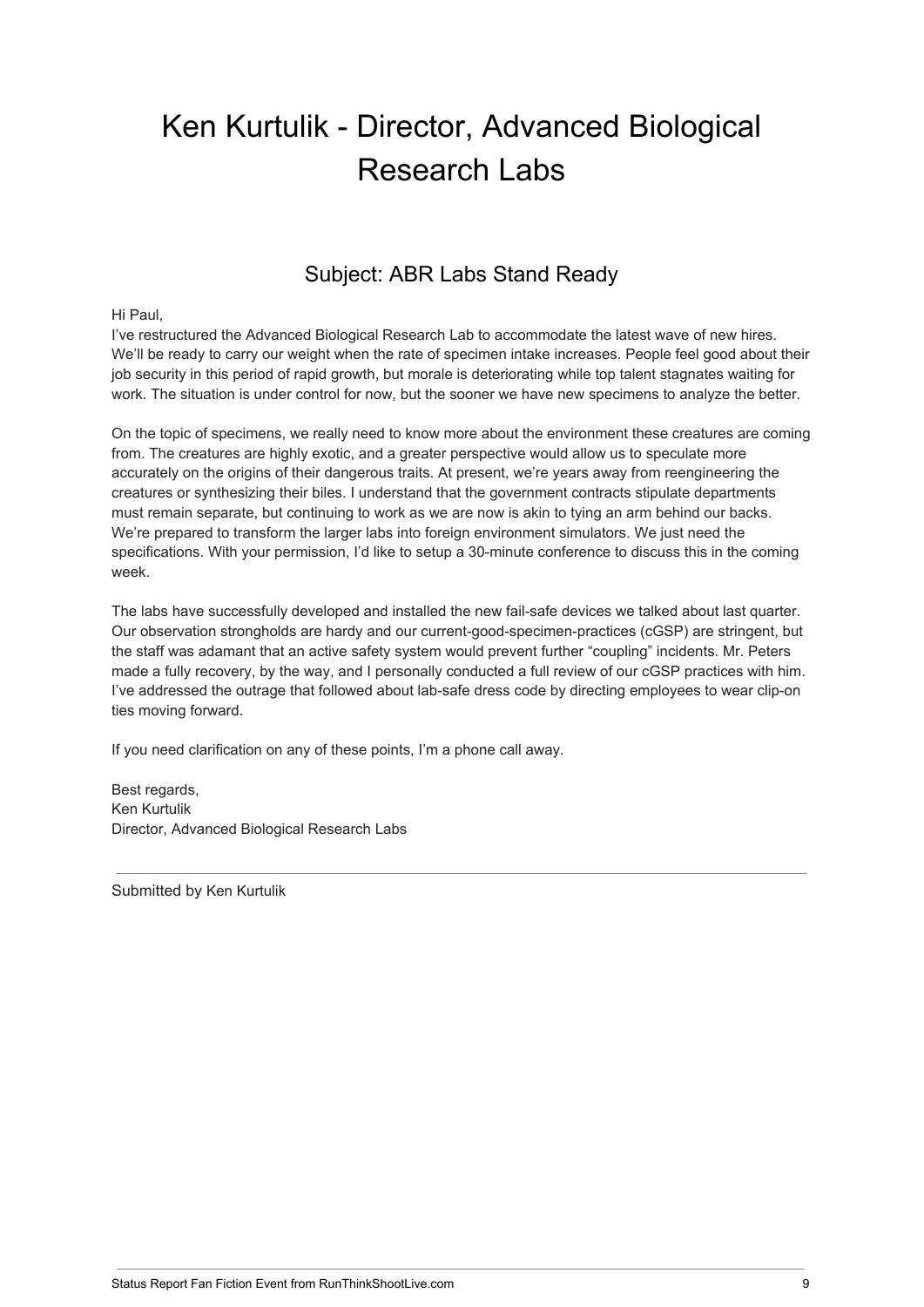# Ken Kurtulik - Director, Advanced Biological Research Labs

## Subject: ABR Labs Stand Ready

Hi Paul,

I've restructured the Advanced Biological Research Lab to accommodate the latest wave of new hires. We'll be ready to carry our weight when the rate of specimen intake increases. People feel good about their job security in this period of rapid growth, but morale is deteriorating while top talent stagnates waiting for work. The situation is under control for now, but the sooner we have new specimens to analyze the better.

On the topic of specimens, we really need to know more about the environment these creatures are coming from. The creatures are highly exotic, and a greater perspective would allow us to speculate more accurately on the origins of their dangerous traits. At present, we're years away from reengineering the creatures or synthesizing their biles. I understand that the government contracts stipulate departments must remain separate, but continuing to work as we are now is akin to tying an arm behind our backs. We're prepared to transform the larger labs into foreign environment simulators. We just need the specifications. With your permission, I'd like to setup a 30-minute conference to discuss this in the coming week.

The labs have successfully developed and installed the new fail-safe devices we talked about last quarter. Our observation strongholds are hardy and our current-good-specimen-practices (cGSP) are stringent, but the staff was adamant that an active safety system would prevent further "coupling" incidents. Mr. Peters made a fully recovery, by the way, and I personally conducted a full review of our cGSP practices with him. I've addressed the outrage that followed about lab-safe dress code by directing employees to wear clip-on ties moving forward.

If you need clarification on any of these points, I'm a phone call away.

Best regards,
Ken Kurtulik
Director, Advanced Biological Research Labs

---

Submitted by Ken Kurtulik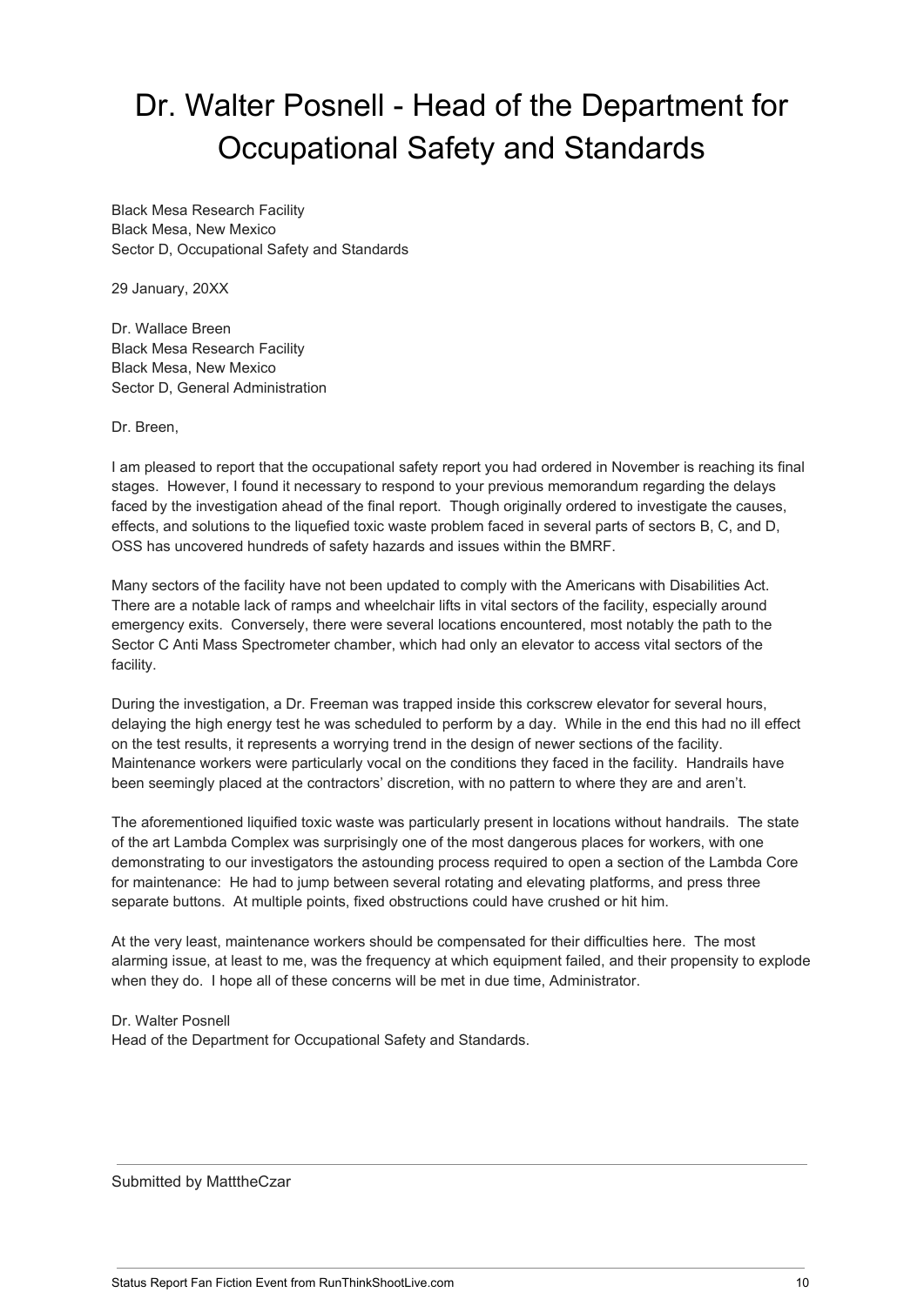# Dr. Walter Posnell - Head of the Department for Occupational Safety and Standards

Black Mesa Research Facility
Black Mesa, New Mexico
Sector D, Occupational Safety and Standards

29 January, 20XX

Dr. Wallace Breen
Black Mesa Research Facility
Black Mesa, New Mexico
Sector D, General Administration

Dr. Breen,

I am pleased to report that the occupational safety report you had ordered in November is reaching its final stages. However, I found it necessary to respond to your previous memorandum regarding the delays faced by the investigation ahead of the final report. Though originally ordered to investigate the causes, effects, and solutions to the liquefied toxic waste problem faced in several parts of sectors B, C, and D, OSS has uncovered hundreds of safety hazards and issues within the BMRF.

Many sectors of the facility have not been updated to comply with the Americans with Disabilities Act. There are a notable lack of ramps and wheelchair lifts in vital sectors of the facility, especially around emergency exits. Conversely, there were several locations encountered, most notably the path to the Sector C Anti Mass Spectrometer chamber, which had only an elevator to access vital sectors of the facility.

During the investigation, a Dr. Freeman was trapped inside this corkscrew elevator for several hours, delaying the high energy test he was scheduled to perform by a day. While in the end this had no ill effect on the test results, it represents a worrying trend in the design of newer sections of the facility. Maintenance workers were particularly vocal on the conditions they faced in the facility. Handrails have been seemingly placed at the contractors' discretion, with no pattern to where they are and aren't.

The aforementioned liquified toxic waste was particularly present in locations without handrails. The state of the art Lambda Complex was surprisingly one of the most dangerous places for workers, with one demonstrating to our investigators the astounding process required to open a section of the Lambda Core for maintenance: He had to jump between several rotating and elevating platforms, and press three separate buttons. At multiple points, fixed obstructions could have crushed or hit him.

At the very least, maintenance workers should be compensated for their difficulties here. The most alarming issue, at least to me, was the frequency at which equipment failed, and their propensity to explode when they do. I hope all of these concerns will be met in due time, Administrator.

Dr. Walter Posnell
Head of the Department for Occupational Safety and Standards.

---

Submitted by MatttheCzar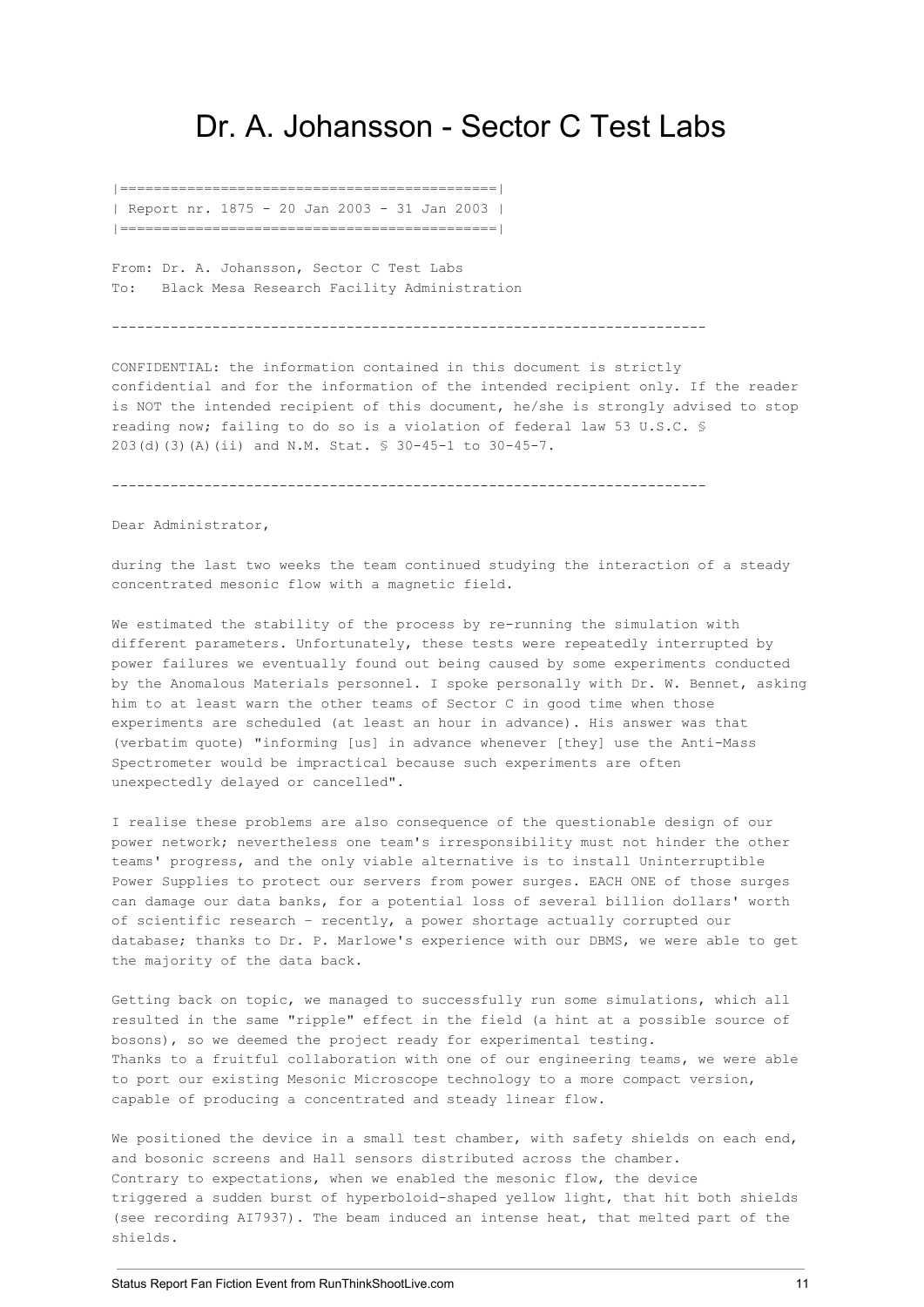# Dr. A. Johansson - Sector C Test Labs

```
|============================================|
| Report nr. 1875 - 20 Jan 2003 - 31 Jan 2003 |
|============================================|
```

From: Dr. A. Johansson, Sector C Test Labs
To: Black Mesa Research Facility Administration

---

CONFIDENTIAL: the information contained in this document is strictly confidential and for the information of the intended recipient only. If the reader is NOT the intended recipient of this document, he/she is strongly advised to stop reading now; failing to do so is a violation of federal law 53 U.S.C. § 203(d)(3)(A)(ii) and N.M. Stat. § 30-45-1 to 30-45-7.

---

Dear Administrator,

during the last two weeks the team continued studying the interaction of a steady concentrated mesonic flow with a magnetic field.

We estimated the stability of the process by re-running the simulation with different parameters. Unfortunately, these tests were repeatedly interrupted by power failures we eventually found out being caused by some experiments conducted by the Anomalous Materials personnel. I spoke personally with Dr. W. Bennet, asking him to at least warn the other teams of Sector C in good time when those experiments are scheduled (at least an hour in advance). His answer was that (verbatim quote) "informing [us] in advance whenever [they] use the Anti-Mass Spectrometer would be impractical because such experiments are often unexpectedly delayed or cancelled".

I realise these problems are also consequence of the questionable design of our power network; nevertheless one team's irresponsibility must not hinder the other teams' progress, and the only viable alternative is to install Uninterruptible Power Supplies to protect our servers from power surges. EACH ONE of those surges can damage our data banks, for a potential loss of several billion dollars' worth of scientific research - recently, a power shortage actually corrupted our database; thanks to Dr. P. Marlowe's experience with our DBMS, we were able to get the majority of the data back.

Getting back on topic, we managed to successfully run some simulations, which all resulted in the same "ripple" effect in the field (a hint at a possible source of bosons), so we deemed the project ready for experimental testing.
Thanks to a fruitful collaboration with one of our engineering teams, we were able to port our existing Mesonic Microscope technology to a more compact version, capable of producing a concentrated and steady linear flow.

We positioned the device in a small test chamber, with safety shields on each end, and bosonic screens and Hall sensors distributed across the chamber.
Contrary to expectations, when we enabled the mesonic flow, the device triggered a sudden burst of hyperboloid-shaped yellow light, that hit both shields (see recording AI7937). The beam induced an intense heat, that melted part of the shields.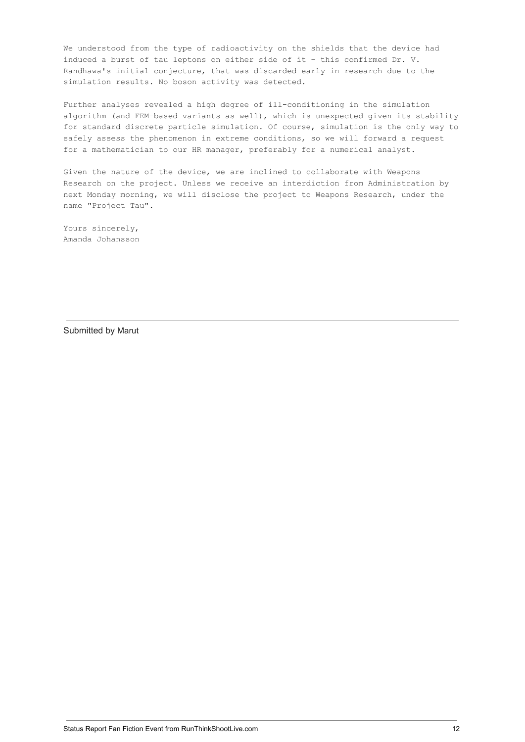We understood from the type of radioactivity on the shields that the device had induced a burst of tau leptons on either side of it - this confirmed Dr. V. Randhawa's initial conjecture, that was discarded early in research due to the simulation results. No boson activity was detected.

Further analyses revealed a high degree of ill-conditioning in the simulation algorithm (and FEM-based variants as well), which is unexpected given its stability for standard discrete particle simulation. Of course, simulation is the only way to safely assess the phenomenon in extreme conditions, so we will forward a request for a mathematician to our HR manager, preferably for a numerical analyst.

Given the nature of the device, we are inclined to collaborate with Weapons Research on the project. Unless we receive an interdiction from Administration by next Monday morning, we will disclose the project to Weapons Research, under the name "Project Tau".

Yours sincerely,
Amanda Johansson

---

Submitted by Marut